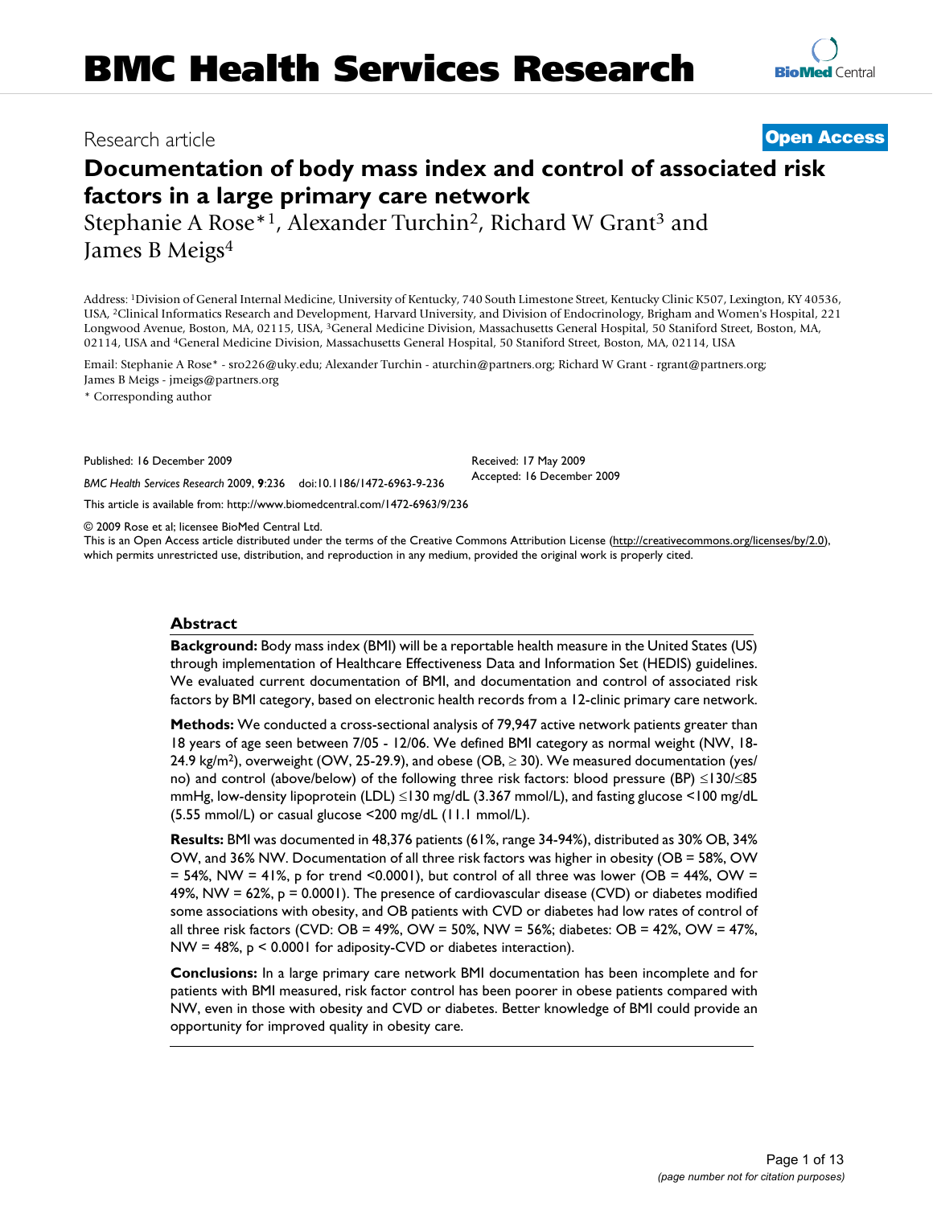# BMC Health Services Research

Research article

**Open Access**

# Documentation of body mass index and control of associated risk factors in a large primary care network

Stephanie A Rose*[1], Alexander Turchin[2], Richard W Grant[3] and James B Meigs[4]

Address: [1]Division of General Internal Medicine, University of Kentucky, 740 South Limestone Street, Kentucky Clinic K507, Lexington, KY 40536, USA, [2]Clinical Informatics Research and Development, Harvard University, and Division of Endocrinology, Brigham and Women's Hospital, 221 Longwood Avenue, Boston, MA, 02115, USA, [3]General Medicine Division, Massachusetts General Hospital, 50 Staniford Street, Boston, MA, 02114, USA and [4]General Medicine Division, Massachusetts General Hospital, 50 Staniford Street, Boston, MA, 02114, USA

Email: Stephanie A Rose* - sro226@uky.edu; Alexander Turchin - aturchin@partners.org; Richard W Grant - rgrant@partners.org; James B Meigs - jmeigs@partners.org

* Corresponding author

Published: 16 December 2009

*BMC Health Services Research* 2009, **9**:236 doi:10.1186/1472-6963-9-236

Received: 17 May 2009
Accepted: 16 December 2009

This article is available from: http://www.biomedcentral.com/1472-6963/9/236

© 2009 Rose et al; licensee BioMed Central Ltd.
This is an Open Access article distributed under the terms of the Creative Commons Attribution License (http://creativecommons.org/licenses/by/2.0), which permits unrestricted use, distribution, and reproduction in any medium, provided the original work is properly cited.

## Abstract

**Background:** Body mass index (BMI) will be a reportable health measure in the United States (US) through implementation of Healthcare Effectiveness Data and Information Set (HEDIS) guidelines. We evaluated current documentation of BMI, and documentation and control of associated risk factors by BMI category, based on electronic health records from a 12-clinic primary care network.

**Methods:** We conducted a cross-sectional analysis of 79,947 active network patients greater than 18 years of age seen between 7/05 - 12/06. We defined BMI category as normal weight (NW, 18-24.9 kg/m$^2$), overweight (OW, 25-29.9), and obese (OB, ≥ 30). We measured documentation (yes/no) and control (above/below) of the following three risk factors: blood pressure (BP) ≤130/≤85 mmHg, low-density lipoprotein (LDL) ≤130 mg/dL (3.367 mmol/L), and fasting glucose <100 mg/dL (5.55 mmol/L) or casual glucose <200 mg/dL (11.1 mmol/L).

**Results:** BMI was documented in 48,376 patients (61%, range 34-94%), distributed as 30% OB, 34% OW, and 36% NW. Documentation of all three risk factors was higher in obesity (OB = 58%, OW = 54%, NW = 41%, p for trend <0.0001), but control of all three was lower (OB = 44%, OW = 49%, NW = 62%, p = 0.0001). The presence of cardiovascular disease (CVD) or diabetes modified some associations with obesity, and OB patients with CVD or diabetes had low rates of control of all three risk factors (CVD: OB = 49%, OW = 50%, NW = 56%; diabetes: OB = 42%, OW = 47%, NW = 48%, p < 0.0001 for adiposity-CVD or diabetes interaction).

**Conclusions:** In a large primary care network BMI documentation has been incomplete and for patients with BMI measured, risk factor control has been poorer in obese patients compared with NW, even in those with obesity and CVD or diabetes. Better knowledge of BMI could provide an opportunity for improved quality in obesity care.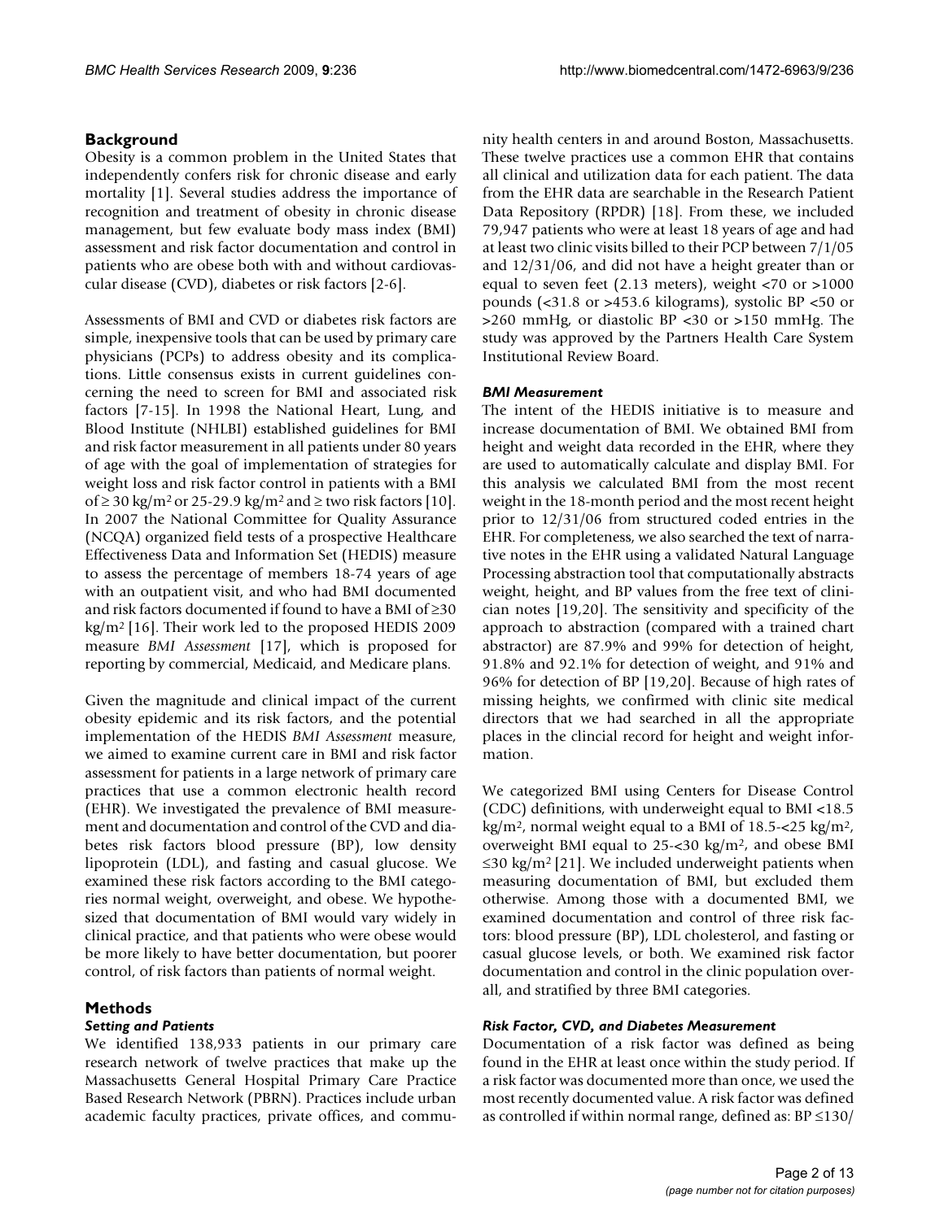## Background

Obesity is a common problem in the United States that independently confers risk for chronic disease and early mortality [1]. Several studies address the importance of recognition and treatment of obesity in chronic disease management, but few evaluate body mass index (BMI) assessment and risk factor documentation and control in patients who are obese both with and without cardiovascular disease (CVD), diabetes or risk factors [2-6].

Assessments of BMI and CVD or diabetes risk factors are simple, inexpensive tools that can be used by primary care physicians (PCPs) to address obesity and its complications. Little consensus exists in current guidelines concerning the need to screen for BMI and associated risk factors [7-15]. In 1998 the National Heart, Lung, and Blood Institute (NHLBI) established guidelines for BMI and risk factor measurement in all patients under 80 years of age with the goal of implementation of strategies for weight loss and risk factor control in patients with a BMI of ≥ 30 kg/m$^2$ or 25-29.9 kg/m$^2$ and ≥ two risk factors [10]. In 2007 the National Committee for Quality Assurance (NCQA) organized field tests of a prospective Healthcare Effectiveness Data and Information Set (HEDIS) measure to assess the percentage of members 18-74 years of age with an outpatient visit, and who had BMI documented and risk factors documented if found to have a BMI of ≥30 kg/m$^2$ [16]. Their work led to the proposed HEDIS 2009 measure *BMI Assessment* [17], which is proposed for reporting by commercial, Medicaid, and Medicare plans.

Given the magnitude and clinical impact of the current obesity epidemic and its risk factors, and the potential implementation of the HEDIS *BMI Assessment* measure, we aimed to examine current care in BMI and risk factor assessment for patients in a large network of primary care practices that use a common electronic health record (EHR). We investigated the prevalence of BMI measurement and documentation and control of the CVD and diabetes risk factors blood pressure (BP), low density lipoprotein (LDL), and fasting and casual glucose. We examined these risk factors according to the BMI categories normal weight, overweight, and obese. We hypothesized that documentation of BMI would vary widely in clinical practice, and that patients who were obese would be more likely to have better documentation, but poorer control, of risk factors than patients of normal weight.

## Methods

### Setting and Patients

We identified 138,933 patients in our primary care research network of twelve practices that make up the Massachusetts General Hospital Primary Care Practice Based Research Network (PBRN). Practices include urban academic faculty practices, private offices, and community health centers in and around Boston, Massachusetts. These twelve practices use a common EHR that contains all clinical and utilization data for each patient. The data from the EHR data are searchable in the Research Patient Data Repository (RPDR) [18]. From these, we included 79,947 patients who were at least 18 years of age and had at least two clinic visits billed to their PCP between 7/1/05 and 12/31/06, and did not have a height greater than or equal to seven feet (2.13 meters), weight <70 or >1000 pounds (<31.8 or >453.6 kilograms), systolic BP <50 or >260 mmHg, or diastolic BP <30 or >150 mmHg. The study was approved by the Partners Health Care System Institutional Review Board.

### BMI Measurement

The intent of the HEDIS initiative is to measure and increase documentation of BMI. We obtained BMI from height and weight data recorded in the EHR, where they are used to automatically calculate and display BMI. For this analysis we calculated BMI from the most recent weight in the 18-month period and the most recent height prior to 12/31/06 from structured coded entries in the EHR. For completeness, we also searched the text of narrative notes in the EHR using a validated Natural Language Processing abstraction tool that computationally abstracts weight, height, and BP values from the free text of clinician notes [19,20]. The sensitivity and specificity of the approach to abstraction (compared with a trained chart abstractor) are 87.9% and 99% for detection of height, 91.8% and 92.1% for detection of weight, and 91% and 96% for detection of BP [19,20]. Because of high rates of missing heights, we confirmed with clinic site medical directors that we had searched in all the appropriate places in the clincial record for height and weight information.

We categorized BMI using Centers for Disease Control (CDC) definitions, with underweight equal to BMI <18.5 kg/m$^2$, normal weight equal to a BMI of 18.5-<25 kg/m$^2$, overweight BMI equal to 25-<30 kg/m$^2$, and obese BMI ≤30 kg/m$^2$ [21]. We included underweight patients when measuring documentation of BMI, but excluded them otherwise. Among those with a documented BMI, we examined documentation and control of three risk factors: blood pressure (BP), LDL cholesterol, and fasting or casual glucose levels, or both. We examined risk factor documentation and control in the clinic population overall, and stratified by three BMI categories.

### Risk Factor, CVD, and Diabetes Measurement

Documentation of a risk factor was defined as being found in the EHR at least once within the study period. If a risk factor was documented more than once, we used the most recently documented value. A risk factor was defined as controlled if within normal range, defined as: BP ≤130/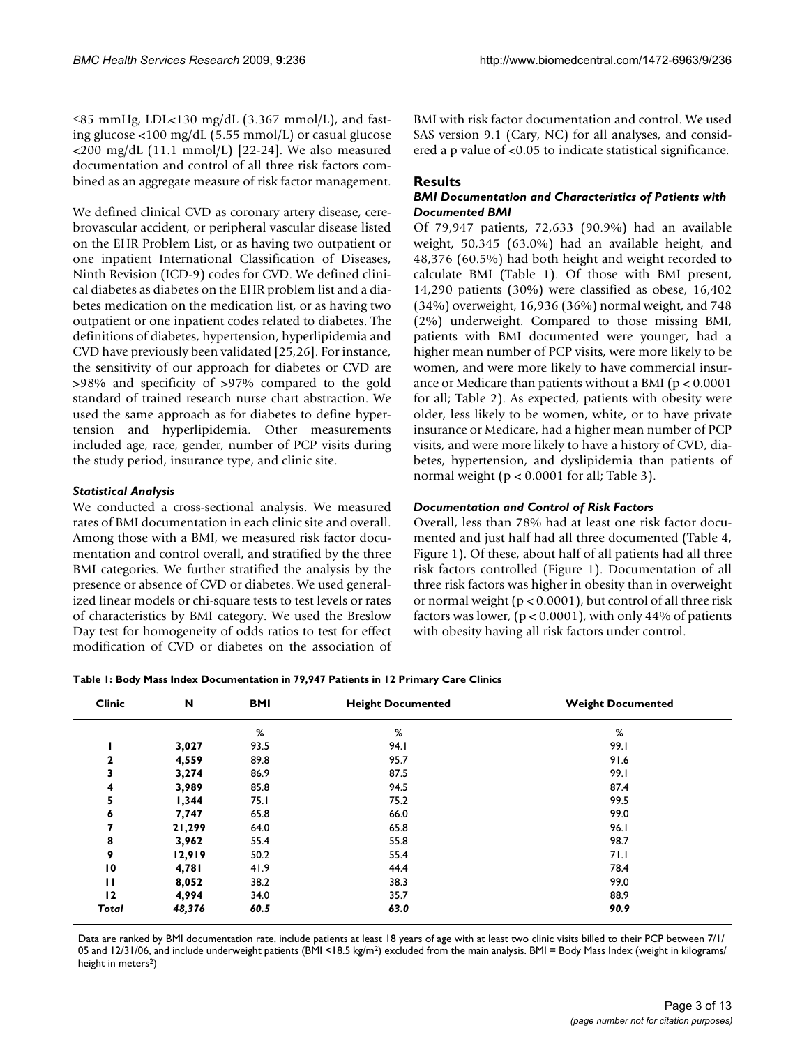≤85 mmHg, LDL<130 mg/dL (3.367 mmol/L), and fasting glucose <100 mg/dL (5.55 mmol/L) or casual glucose <200 mg/dL (11.1 mmol/L) [22-24]. We also measured documentation and control of all three risk factors combined as an aggregate measure of risk factor management.

We defined clinical CVD as coronary artery disease, cerebrovascular accident, or peripheral vascular disease listed on the EHR Problem List, or as having two outpatient or one inpatient International Classification of Diseases, Ninth Revision (ICD-9) codes for CVD. We defined clinical diabetes as diabetes on the EHR problem list and a diabetes medication on the medication list, or as having two outpatient or one inpatient codes related to diabetes. The definitions of diabetes, hypertension, hyperlipidemia and CVD have previously been validated [25,26]. For instance, the sensitivity of our approach for diabetes or CVD are >98% and specificity of >97% compared to the gold standard of trained research nurse chart abstraction. We used the same approach as for diabetes to define hypertension and hyperlipidemia. Other measurements included age, race, gender, number of PCP visits during the study period, insurance type, and clinic site.

### *Statistical Analysis*

We conducted a cross-sectional analysis. We measured rates of BMI documentation in each clinic site and overall. Among those with a BMI, we measured risk factor documentation and control overall, and stratified by the three BMI categories. We further stratified the analysis by the presence or absence of CVD or diabetes. We used generalized linear models or chi-square tests to test levels or rates of characteristics by BMI category. We used the Breslow Day test for homogeneity of odds ratios to test for effect modification of CVD or diabetes on the association of BMI with risk factor documentation and control. We used SAS version 9.1 (Cary, NC) for all analyses, and considered a p value of <0.05 to indicate statistical significance.

## Results

### *BMI Documentation and Characteristics of Patients with Documented BMI*

Of 79,947 patients, 72,633 (90.9%) had an available weight, 50,345 (63.0%) had an available height, and 48,376 (60.5%) had both height and weight recorded to calculate BMI (Table 1). Of those with BMI present, 14,290 patients (30%) were classified as obese, 16,402 (34%) overweight, 16,936 (36%) normal weight, and 748 (2%) underweight. Compared to those missing BMI, patients with BMI documented were younger, had a higher mean number of PCP visits, were more likely to be women, and were more likely to have commercial insurance or Medicare than patients without a BMI ($p < 0.0001$ for all; Table 2). As expected, patients with obesity were older, less likely to be women, white, or to have private insurance or Medicare, had a higher mean number of PCP visits, and were more likely to have a history of CVD, diabetes, hypertension, and dyslipidemia than patients of normal weight ($p < 0.0001$ for all; Table 3).

### *Documentation and Control of Risk Factors*

Overall, less than 78% had at least one risk factor documented and just half had all three documented (Table 4, Figure 1). Of these, about half of all patients had all three risk factors controlled (Figure 1). Documentation of all three risk factors was higher in obesity than in overweight or normal weight ($p < 0.0001$), but control of all three risk factors was lower, ($p < 0.0001$), with only 44% of patients with obesity having all risk factors under control.

**Table 1: Body Mass Index Documentation in 79,947 Patients in 12 Primary Care Clinics**

| Clinic | N | BMI | Height Documented | Weight Documented |
|---|---|---|---|---|
| | | % | % | % |
| **1** | **3,027** | 93.5 | 94.1 | 99.1 |
| **2** | **4,559** | 89.8 | 95.7 | 91.6 |
| **3** | **3,274** | 86.9 | 87.5 | 99.1 |
| **4** | **3,989** | 85.8 | 94.5 | 87.4 |
| **5** | **1,344** | 75.1 | 75.2 | 99.5 |
| **6** | **7,747** | 65.8 | 66.0 | 99.0 |
| **7** | **21,299** | 64.0 | 65.8 | 96.1 |
| **8** | **3,962** | 55.4 | 55.8 | 98.7 |
| **9** | **12,919** | 50.2 | 55.4 | 71.1 |
| **10** | **4,781** | 41.9 | 44.4 | 78.4 |
| **11** | **8,052** | 38.2 | 38.3 | 99.0 |
| **12** | **4,994** | 34.0 | 35.7 | 88.9 |
| ***Total*** | ***48,376*** | ***60.5*** | ***63.0*** | ***90.9*** |

Data are ranked by BMI documentation rate, include patients at least 18 years of age with at least two clinic visits billed to their PCP between 7/1/05 and 12/31/06, and include underweight patients (BMI <18.5 kg/m$^2$) excluded from the main analysis. BMI = Body Mass Index (weight in kilograms/height in meters$^2$)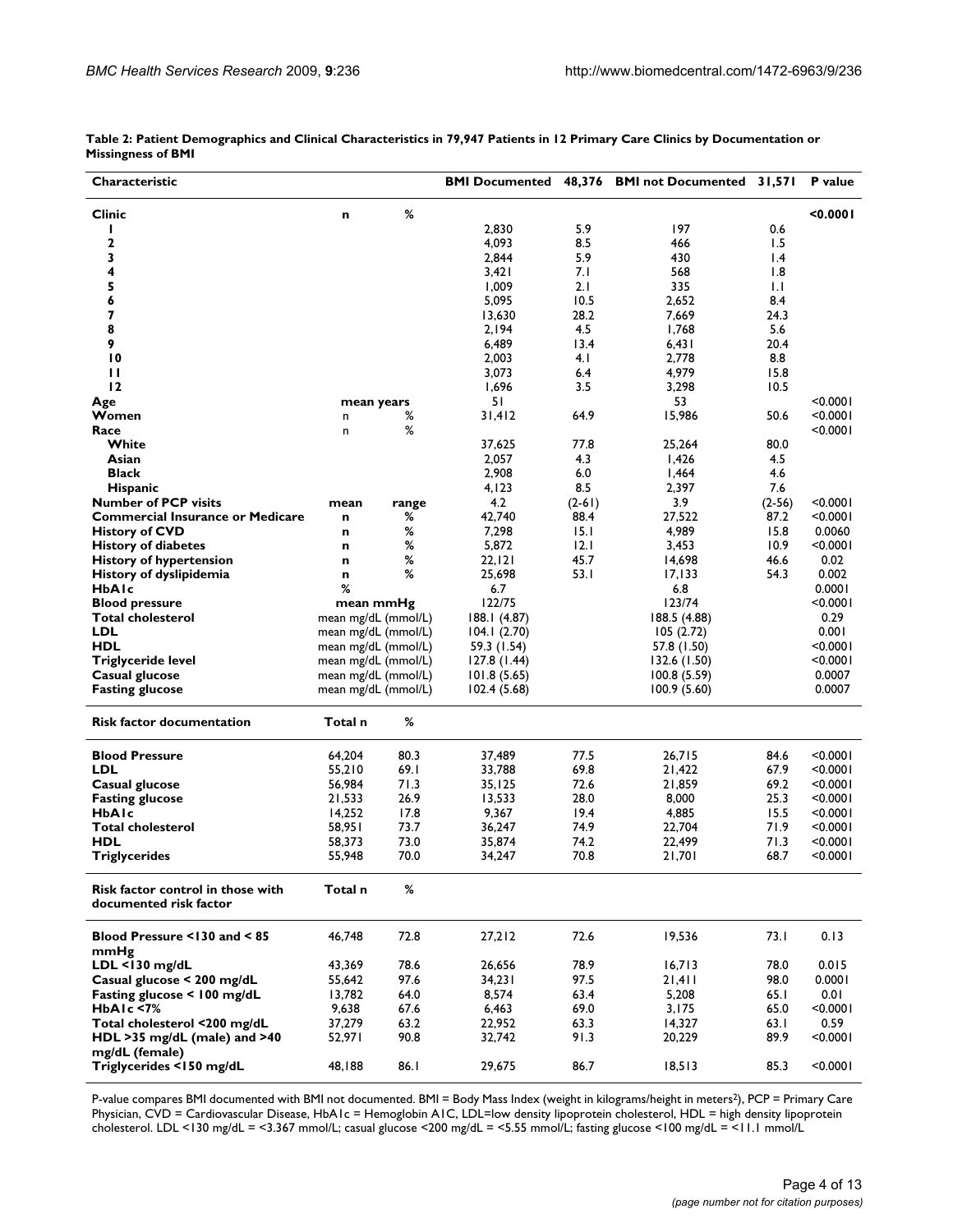**Table 2: Patient Demographics and Clinical Characteristics in 79,947 Patients in 12 Primary Care Clinics by Documentation or Missingness of BMI**

| Characteristic | | | BMI Documented | 48,376 | BMI not Documented | 31,571 | P value |
|---|---|---|---|---|---|---|---|
| **Clinic** | **n** | **%** | | | | | **<0.0001** |
| **1** | | | 2,830 | 5.9 | 197 | 0.6 | |
| **2** | | | 4,093 | 8.5 | 466 | 1.5 | |
| **3** | | | 2,844 | 5.9 | 430 | 1.4 | |
| **4** | | | 3,421 | 7.1 | 568 | 1.8 | |
| **5** | | | 1,009 | 2.1 | 335 | 1.1 | |
| **6** | | | 5,095 | 10.5 | 2,652 | 8.4 | |
| **7** | | | 13,630 | 28.2 | 7,669 | 24.3 | |
| **8** | | | 2,194 | 4.5 | 1,768 | 5.6 | |
| **9** | | | 6,489 | 13.4 | 6,431 | 20.4 | |
| **10** | | | 2,003 | 4.1 | 2,778 | 8.8 | |
| **11** | | | 3,073 | 6.4 | 4,979 | 15.8 | |
| **12** | | | 1,696 | 3.5 | 3,298 | 10.5 | |
| **Age** | mean years | | 51 | | 53 | | <0.0001 |
| **Women** | n | % | 31,412 | 64.9 | 15,986 | 50.6 | <0.0001 |
| **Race** | n | % | | | | | <0.0001 |
| **White** | | | 37,625 | 77.8 | 25,264 | 80.0 | |
| **Asian** | | | 2,057 | 4.3 | 1,426 | 4.5 | |
| **Black** | | | 2,908 | 6.0 | 1,464 | 4.6 | |
| **Hispanic** | | | 4,123 | 8.5 | 2,397 | 7.6 | |
| **Number of PCP visits** | **mean** | **range** | 4.2 | (2-61) | 3.9 | (2-56) | <0.0001 |
| **Commercial Insurance or Medicare** | **n** | **%** | 42,740 | 88.4 | 27,522 | 87.2 | <0.0001 |
| **History of CVD** | **n** | **%** | 7,298 | 15.1 | 4,989 | 15.8 | 0.0060 |
| **History of diabetes** | **n** | **%** | 5,872 | 12.1 | 3,453 | 10.9 | <0.0001 |
| **History of hypertension** | **n** | **%** | 22,121 | 45.7 | 14,698 | 46.6 | 0.02 |
| **History of dyslipidemia** | **n** | **%** | 25,698 | 53.1 | 17,133 | 54.3 | 0.002 |
| **HbA1c** | **%** | | 6.7 | | 6.8 | | 0.0001 |
| **Blood pressure** | **mean mmHg** | | 122/75 | | 123/74 | | <0.0001 |
| **Total cholesterol** | mean mg/dL (mmol/L) | | 188.1 (4.87) | | 188.5 (4.88) | | 0.29 |
| **LDL** | mean mg/dL (mmol/L) | | 104.1 (2.70) | | 105 (2.72) | | 0.001 |
| **HDL** | mean mg/dL (mmol/L) | | 59.3 (1.54) | | 57.8 (1.50) | | <0.0001 |
| **Triglyceride level** | mean mg/dL (mmol/L) | | 127.8 (1.44) | | 132.6 (1.50) | | <0.0001 |
| **Casual glucose** | mean mg/dL (mmol/L) | | 101.8 (5.65) | | 100.8 (5.59) | | 0.0007 |
| **Fasting glucose** | mean mg/dL (mmol/L) | | 102.4 (5.68) | | 100.9 (5.60) | | 0.0007 |
| **Risk factor documentation** | **Total n** | **%** | | | | | |
| **Blood Pressure** | 64,204 | 80.3 | 37,489 | 77.5 | 26,715 | 84.6 | <0.0001 |
| **LDL** | 55,210 | 69.1 | 33,788 | 69.8 | 21,422 | 67.9 | <0.0001 |
| **Casual glucose** | 56,984 | 71.3 | 35,125 | 72.6 | 21,859 | 69.2 | <0.0001 |
| **Fasting glucose** | 21,533 | 26.9 | 13,533 | 28.0 | 8,000 | 25.3 | <0.0001 |
| **HbA1c** | 14,252 | 17.8 | 9,367 | 19.4 | 4,885 | 15.5 | <0.0001 |
| **Total cholesterol** | 58,951 | 73.7 | 36,247 | 74.9 | 22,704 | 71.9 | <0.0001 |
| **HDL** | 58,373 | 73.0 | 35,874 | 74.2 | 22,499 | 71.3 | <0.0001 |
| **Triglycerides** | 55,948 | 70.0 | 34,247 | 70.8 | 21,701 | 68.7 | <0.0001 |
| **Risk factor control in those with documented risk factor** | **Total n** | **%** | | | | | |
| **Blood Pressure <130 and < 85 mmHg** | 46,748 | 72.8 | 27,212 | 72.6 | 19,536 | 73.1 | 0.13 |
| **LDL <130 mg/dL** | 43,369 | 78.6 | 26,656 | 78.9 | 16,713 | 78.0 | 0.015 |
| **Casual glucose < 200 mg/dL** | 55,642 | 97.6 | 34,231 | 97.5 | 21,411 | 98.0 | 0.0001 |
| **Fasting glucose < 100 mg/dL** | 13,782 | 64.0 | 8,574 | 63.4 | 5,208 | 65.1 | 0.01 |
| **HbA1c <7%** | 9,638 | 67.6 | 6,463 | 69.0 | 3,175 | 65.0 | <0.0001 |
| **Total cholesterol <200 mg/dL** | 37,279 | 63.2 | 22,952 | 63.3 | 14,327 | 63.1 | 0.59 |
| **HDL >35 mg/dL (male) and >40 mg/dL (female)** | 52,971 | 90.8 | 32,742 | 91.3 | 20,229 | 89.9 | <0.0001 |
| **Triglycerides <150 mg/dL** | 48,188 | 86.1 | 29,675 | 86.7 | 18,513 | 85.3 | <0.0001 |

P-value compares BMI documented with BMI not documented. BMI = Body Mass Index (weight in kilograms/height in meters$^2$), PCP = Primary Care Physician, CVD = Cardiovascular Disease, HbA1c = Hemoglobin A1C, LDL=low density lipoprotein cholesterol, HDL = high density lipoprotein cholesterol. LDL <130 mg/dL = <3.367 mmol/L; casual glucose <200 mg/dL = <5.55 mmol/L; fasting glucose <100 mg/dL = <11.1 mmol/L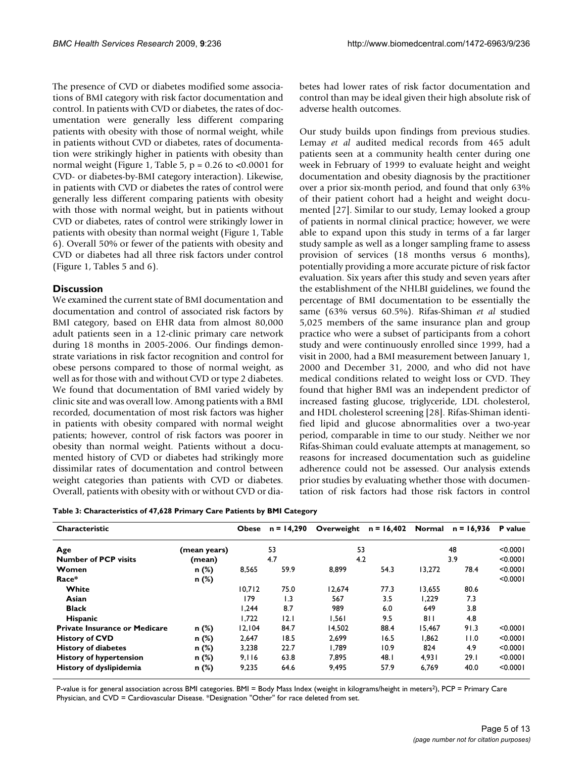The presence of CVD or diabetes modified some associations of BMI category with risk factor documentation and control. In patients with CVD or diabetes, the rates of documentation were generally less different comparing patients with obesity with those of normal weight, while in patients without CVD or diabetes, rates of documentation were strikingly higher in patients with obesity than normal weight (Figure 1, Table 5, $p = 0.26$ to $<0.0001$ for CVD- or diabetes-by-BMI category interaction). Likewise, in patients with CVD or diabetes the rates of control were generally less different comparing patients with obesity with those with normal weight, but in patients without CVD or diabetes, rates of control were strikingly lower in patients with obesity than normal weight (Figure 1, Table 6). Overall 50% or fewer of the patients with obesity and CVD or diabetes had all three risk factors under control (Figure 1, Tables 5 and 6).

## Discussion

We examined the current state of BMI documentation and documentation and control of associated risk factors by BMI category, based on EHR data from almost 80,000 adult patients seen in a 12-clinic primary care network during 18 months in 2005-2006. Our findings demonstrate variations in risk factor recognition and control for obese persons compared to those of normal weight, as well as for those with and without CVD or type 2 diabetes. We found that documentation of BMI varied widely by clinic site and was overall low. Among patients with a BMI recorded, documentation of most risk factors was higher in patients with obesity compared with normal weight patients; however, control of risk factors was poorer in obesity than normal weight. Patients without a documented history of CVD or diabetes had strikingly more dissimilar rates of documentation and control between weight categories than patients with CVD or diabetes. Overall, patients with obesity with or without CVD or diabetes had lower rates of risk factor documentation and control than may be ideal given their high absolute risk of adverse health outcomes.

Our study builds upon findings from previous studies. Lemay *et al* audited medical records from 465 adult patients seen at a community health center during one week in February of 1999 to evaluate height and weight documentation and obesity diagnosis by the practitioner over a prior six-month period, and found that only 63% of their patient cohort had a height and weight documented [27]. Similar to our study, Lemay looked a group of patients in normal clinical practice; however, we were able to expand upon this study in terms of a far larger study sample as well as a longer sampling frame to assess provision of services (18 months versus 6 months), potentially providing a more accurate picture of risk factor evaluation. Six years after this study and seven years after the establishment of the NHLBI guidelines, we found the percentage of BMI documentation to be essentially the same (63% versus 60.5%). Rifas-Shiman *et al* studied 5,025 members of the same insurance plan and group practice who were a subset of participants from a cohort study and were continuously enrolled since 1999, had a visit in 2000, had a BMI measurement between January 1, 2000 and December 31, 2000, and who did not have medical conditions related to weight loss or CVD. They found that higher BMI was an independent predictor of increased fasting glucose, triglyceride, LDL cholesterol, and HDL cholesterol screening [28]. Rifas-Shiman identified lipid and glucose abnormalities over a two-year period, comparable in time to our study. Neither we nor Rifas-Shiman could evaluate attempts at management, so reasons for increased documentation such as guideline adherence could not be assessed. Our analysis extends prior studies by evaluating whether those with documentation of risk factors had those risk factors in control

**Table 3: Characteristics of 47,628 Primary Care Patients by BMI Category**

| Characteristic | | Obese | n = 14,290 | Overweight | n = 16,402 | Normal | n = 16,936 | P value |
|---|---|---|---|---|---|---|---|---|
| **Age** | (mean years) | 53 | | 53 | | 48 | | <0.0001 |
| **Number of PCP visits** | (mean) | 4.7 | | 4.2 | | 3.9 | | <0.0001 |
| **Women** | n (%) | 8,565 | 59.9 | 8,899 | 54.3 | 13,272 | 78.4 | <0.0001 |
| **Race*** | n (%) | | | | | | | <0.0001 |
| **White** | | 10,712 | 75.0 | 12,674 | 77.3 | 13,655 | 80.6 | |
| **Asian** | | 179 | 1.3 | 567 | 3.5 | 1,229 | 7.3 | |
| **Black** | | 1,244 | 8.7 | 989 | 6.0 | 649 | 3.8 | |
| **Hispanic** | | 1,722 | 12.1 | 1,561 | 9.5 | 811 | 4.8 | |
| **Private Insurance or Medicare** | n (%) | 12,104 | 84.7 | 14,502 | 88.4 | 15,467 | 91.3 | <0.0001 |
| **History of CVD** | n (%) | 2,647 | 18.5 | 2,699 | 16.5 | 1,862 | 11.0 | <0.0001 |
| **History of diabetes** | n (%) | 3,238 | 22.7 | 1,789 | 10.9 | 824 | 4.9 | <0.0001 |
| **History of hypertension** | n (%) | 9,116 | 63.8 | 7,895 | 48.1 | 4,931 | 29.1 | <0.0001 |
| **History of dyslipidemia** | n (%) | 9,235 | 64.6 | 9,495 | 57.9 | 6,769 | 40.0 | <0.0001 |

P-value is for general association across BMI categories. BMI = Body Mass Index (weight in kilograms/height in meters$^2$), PCP = Primary Care Physician, and CVD = Cardiovascular Disease. *Designation "Other" for race deleted from set.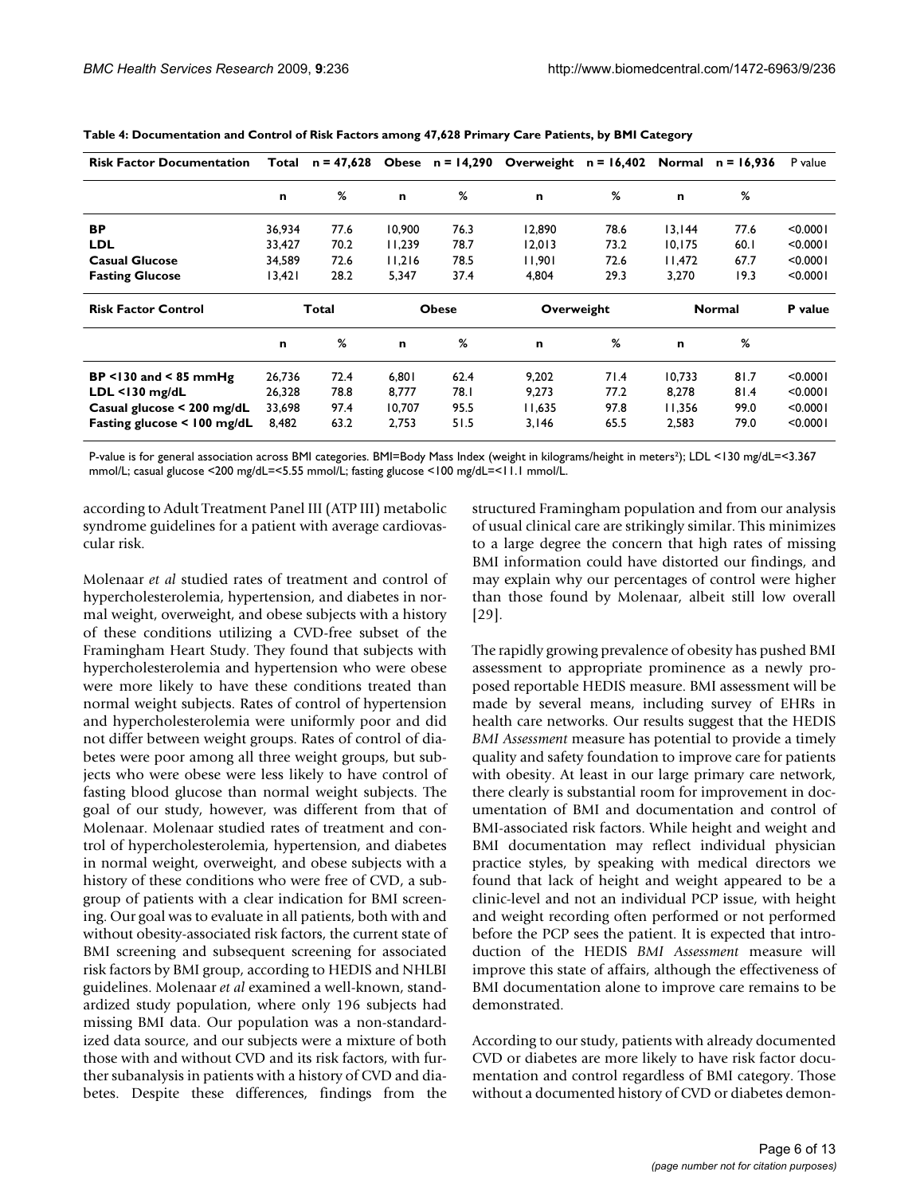**Table 4: Documentation and Control of Risk Factors among 47,628 Primary Care Patients, by BMI Category**

| Risk Factor Documentation | Total | n = 47,628 | Obese | n = 14,290 | Overweight | n = 16,402 | Normal | n = 16,936 | P value |
|---|---|---|---|---|---|---|---|---|---|
| | n | % | n | % | n | % | n | % | |
| **BP** | 36,934 | 77.6 | 10,900 | 76.3 | 12,890 | 78.6 | 13,144 | 77.6 | <0.0001 |
| **LDL** | 33,427 | 70.2 | 11,239 | 78.7 | 12,013 | 73.2 | 10,175 | 60.1 | <0.0001 |
| **Casual Glucose** | 34,589 | 72.6 | 11,216 | 78.5 | 11,901 | 72.6 | 11,472 | 67.7 | <0.0001 |
| **Fasting Glucose** | 13,421 | 28.2 | 5,347 | 37.4 | 4,804 | 29.3 | 3,270 | 19.3 | <0.0001 |
| **Risk Factor Control** | **Total** | | **Obese** | | **Overweight** | | **Normal** | | **P value** |
| | n | % | n | % | n | % | n | % | |
| **BP <130 and < 85 mmHg** | 26,736 | 72.4 | 6,801 | 62.4 | 9,202 | 71.4 | 10,733 | 81.7 | <0.0001 |
| **LDL <130 mg/dL** | 26,328 | 78.8 | 8,777 | 78.1 | 9,273 | 77.2 | 8,278 | 81.4 | <0.0001 |
| **Casual glucose < 200 mg/dL** | 33,698 | 97.4 | 10,707 | 95.5 | 11,635 | 97.8 | 11,356 | 99.0 | <0.0001 |
| **Fasting glucose < 100 mg/dL** | 8,482 | 63.2 | 2,753 | 51.5 | 3,146 | 65.5 | 2,583 | 79.0 | <0.0001 |

P-value is for general association across BMI categories. BMI=Body Mass Index (weight in kilograms/height in meters²); LDL <130 mg/dL=<3.367 mmol/L; casual glucose <200 mg/dL=<5.55 mmol/L; fasting glucose <100 mg/dL=<11.1 mmol/L.

according to Adult Treatment Panel III (ATP III) metabolic syndrome guidelines for a patient with average cardiovascular risk.

Molenaar *et al* studied rates of treatment and control of hypercholesterolemia, hypertension, and diabetes in normal weight, overweight, and obese subjects with a history of these conditions utilizing a CVD-free subset of the Framingham Heart Study. They found that subjects with hypercholesterolemia and hypertension who were obese were more likely to have these conditions treated than normal weight subjects. Rates of control of hypertension and hypercholesterolemia were uniformly poor and did not differ between weight groups. Rates of control of diabetes were poor among all three weight groups, but subjects who were obese were less likely to have control of fasting blood glucose than normal weight subjects. The goal of our study, however, was different from that of Molenaar. Molenaar studied rates of treatment and control of hypercholesterolemia, hypertension, and diabetes in normal weight, overweight, and obese subjects with a history of these conditions who were free of CVD, a subgroup of patients with a clear indication for BMI screening. Our goal was to evaluate in all patients, both with and without obesity-associated risk factors, the current state of BMI screening and subsequent screening for associated risk factors by BMI group, according to HEDIS and NHLBI guidelines. Molenaar *et al* examined a well-known, standardized study population, where only 196 subjects had missing BMI data. Our population was a non-standardized data source, and our subjects were a mixture of both those with and without CVD and its risk factors, with further subanalysis in patients with a history of CVD and diabetes. Despite these differences, findings from the structured Framingham population and from our analysis of usual clinical care are strikingly similar. This minimizes to a large degree the concern that high rates of missing BMI information could have distorted our findings, and may explain why our percentages of control were higher than those found by Molenaar, albeit still low overall [29].

The rapidly growing prevalence of obesity has pushed BMI assessment to appropriate prominence as a newly proposed reportable HEDIS measure. BMI assessment will be made by several means, including survey of EHRs in health care networks. Our results suggest that the HEDIS *BMI Assessment* measure has potential to provide a timely quality and safety foundation to improve care for patients with obesity. At least in our large primary care network, there clearly is substantial room for improvement in documentation of BMI and documentation and control of BMI-associated risk factors. While height and weight and BMI documentation may reflect individual physician practice styles, by speaking with medical directors we found that lack of height and weight appeared to be a clinic-level and not an individual PCP issue, with height and weight recording often performed or not performed before the PCP sees the patient. It is expected that introduction of the HEDIS *BMI Assessment* measure will improve this state of affairs, although the effectiveness of BMI documentation alone to improve care remains to be demonstrated.

According to our study, patients with already documented CVD or diabetes are more likely to have risk factor documentation and control regardless of BMI category. Those without a documented history of CVD or diabetes demon-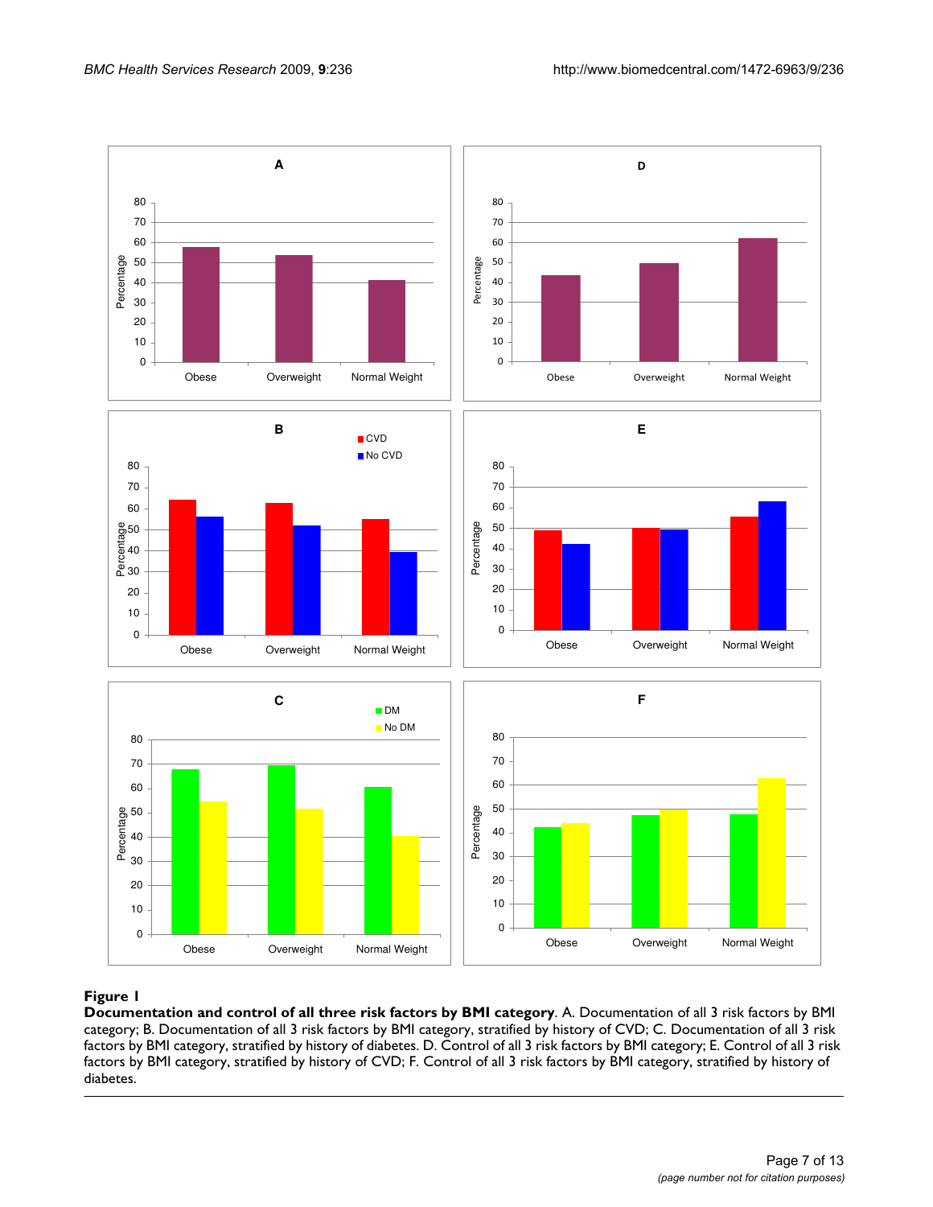**Figure 1**

**Documentation and control of all three risk factors by BMI category**. A. Documentation of all 3 risk factors by BMI category; B. Documentation of all 3 risk factors by BMI category, stratified by history of CVD; C. Documentation of all 3 risk factors by BMI category, stratified by history of diabetes. D. Control of all 3 risk factors by BMI category; E. Control of all 3 risk factors by BMI category, stratified by history of CVD; F. Control of all 3 risk factors by BMI category, stratified by history of diabetes.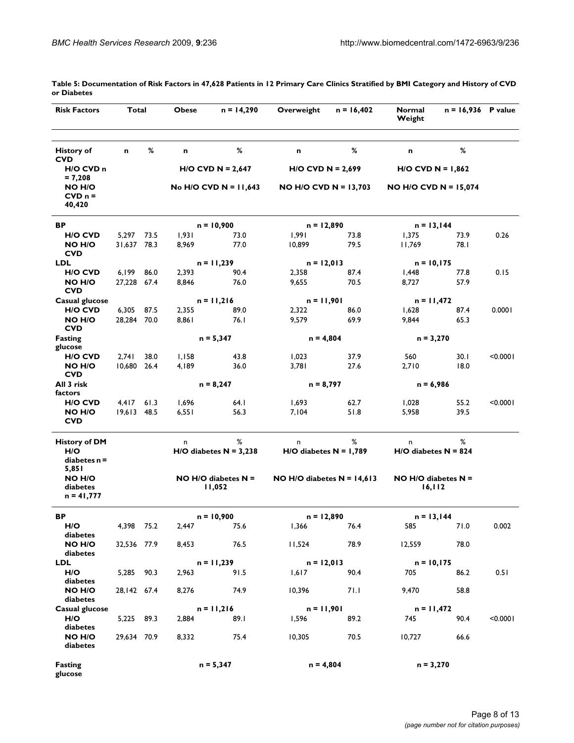**Table 5: Documentation of Risk Factors in 47,628 Patients in 12 Primary Care Clinics Stratified by BMI Category and History of CVD or Diabetes**

| Risk Factors | Total | | Obese | n = 14,290 | Overweight | n = 16,402 | Normal Weight | n = 16,936 | P value |
|---|---|---|---|---|---|---|---|---|---|
| **History of CVD** | n | % | n | % | n | % | n | % | |
| H/O CVD n = 7,208 | | | H/O CVD N = 2,647 | | H/O CVD N = 2,699 | | H/O CVD N = 1,862 | | |
| NO H/O CVD n = 40,420 | | | No H/O CVD N = 11,643 | | NO H/O CVD N = 13,703 | | NO H/O CVD N = 15,074 | | |
| **BP** | | | n = 10,900 | | n = 12,890 | | n = 13,144 | | |
| H/O CVD | 5,297 | 73.5 | 1,931 | 73.0 | 1,991 | 73.8 | 1,375 | 73.9 | 0.26 |
| NO H/O CVD | 31,637 | 78.3 | 8,969 | 77.0 | 10,899 | 79.5 | 11,769 | 78.1 | |
| **LDL** | | | n = 11,239 | | n = 12,013 | | n = 10,175 | | |
| H/O CVD | 6,199 | 86.0 | 2,393 | 90.4 | 2,358 | 87.4 | 1,448 | 77.8 | 0.15 |
| NO H/O CVD | 27,228 | 67.4 | 8,846 | 76.0 | 9,655 | 70.5 | 8,727 | 57.9 | |
| **Casual glucose** | | | n = 11,216 | | n = 11,901 | | n = 11,472 | | |
| H/O CVD | 6,305 | 87.5 | 2,355 | 89.0 | 2,322 | 86.0 | 1,628 | 87.4 | 0.0001 |
| NO H/O CVD | 28,284 | 70.0 | 8,861 | 76.1 | 9,579 | 69.9 | 9,844 | 65.3 | |
| **Fasting glucose** | | | n = 5,347 | | n = 4,804 | | n = 3,270 | | |
| H/O CVD | 2,741 | 38.0 | 1,158 | 43.8 | 1,023 | 37.9 | 560 | 30.1 | <0.0001 |
| NO H/O CVD | 10,680 | 26.4 | 4,189 | 36.0 | 3,781 | 27.6 | 2,710 | 18.0 | |
| **All 3 risk factors** | | | n = 8,247 | | n = 8,797 | | n = 6,986 | | |
| H/O CVD | 4,417 | 61.3 | 1,696 | 64.1 | 1,693 | 62.7 | 1,028 | 55.2 | <0.0001 |
| NO H/O CVD | 19,613 | 48.5 | 6,551 | 56.3 | 7,104 | 51.8 | 5,958 | 39.5 | |
| **History of DM** | | | n | % | n | % | n | % | |
| H/O diabetes n = 5,851 | | | H/O diabetes N = 3,238 | | H/O diabetes N = 1,789 | | H/O diabetes N = 824 | | |
| NO H/O diabetes n = 41,777 | | | NO H/O diabetes N = 11,052 | | NO H/O diabetes N = 14,613 | | NO H/O diabetes N = 16,112 | | |
| **BP** | | | n = 10,900 | | n = 12,890 | | n = 13,144 | | |
| H/O diabetes | 4,398 | 75.2 | 2,447 | 75.6 | 1,366 | 76.4 | 585 | 71.0 | 0.002 |
| NO H/O diabetes | 32,536 | 77.9 | 8,453 | 76.5 | 11,524 | 78.9 | 12,559 | 78.0 | |
| **LDL** | | | n = 11,239 | | n = 12,013 | | n = 10,175 | | |
| H/O diabetes | 5,285 | 90.3 | 2,963 | 91.5 | 1,617 | 90.4 | 705 | 86.2 | 0.51 |
| NO H/O diabetes | 28,142 | 67.4 | 8,276 | 74.9 | 10,396 | 71.1 | 9,470 | 58.8 | |
| **Casual glucose** | | | n = 11,216 | | n = 11,901 | | n = 11,472 | | |
| H/O diabetes | 5,225 | 89.3 | 2,884 | 89.1 | 1,596 | 89.2 | 745 | 90.4 | <0.0001 |
| NO H/O diabetes | 29,634 | 70.9 | 8,332 | 75.4 | 10,305 | 70.5 | 10,727 | 66.6 | |
| **Fasting glucose** | | | n = 5,347 | | n = 4,804 | | n = 3,270 | | |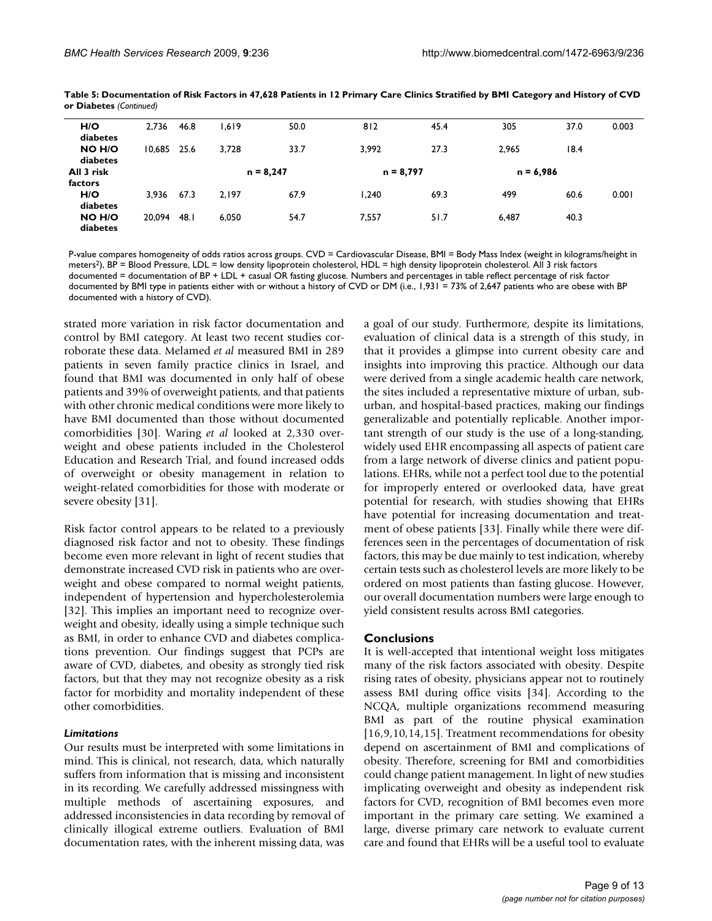**Table 5: Documentation of Risk Factors in 47,628 Patients in 12 Primary Care Clinics Stratified by BMI Category and History of CVD or Diabetes** *(Continued)*

| | | | | | | | | | |
|---|---|---|---|---|---|---|---|---|---|
| H/O diabetes | 2,736 | 46.8 | 1,619 | 50.0 | 812 | 45.4 | 305 | 37.0 | 0.003 |
| NO H/O diabetes | 10,685 | 25.6 | 3,728 | 33.7 | 3,992 | 27.3 | 2,965 | 18.4 | |
| All 3 risk factors | | | n = 8,247 | | n = 8,797 | | n = 6,986 | | |
| H/O diabetes | 3,936 | 67.3 | 2,197 | 67.9 | 1,240 | 69.3 | 499 | 60.6 | 0.001 |
| NO H/O diabetes | 20,094 | 48.1 | 6,050 | 54.7 | 7,557 | 51.7 | 6,487 | 40.3 | |

P-value compares homogeneity of odds ratios across groups. CVD = Cardiovascular Disease, BMI = Body Mass Index (weight in kilograms/height in meters$^2$), BP = Blood Pressure, LDL = low density lipoprotein cholesterol, HDL = high density lipoprotein cholesterol. All 3 risk factors documented = documentation of BP + LDL + casual OR fasting glucose. Numbers and percentages in table reflect percentage of risk factor documented by BMI type in patients either with or without a history of CVD or DM (i.e., 1,931 = 73% of 2,647 patients who are obese with BP documented with a history of CVD).

strated more variation in risk factor documentation and control by BMI category. At least two recent studies corroborate these data. Melamed *et al* measured BMI in 289 patients in seven family practice clinics in Israel, and found that BMI was documented in only half of obese patients and 39% of overweight patients, and that patients with other chronic medical conditions were more likely to have BMI documented than those without documented comorbidities [30]. Waring *et al* looked at 2,330 overweight and obese patients included in the Cholesterol Education and Research Trial, and found increased odds of overweight or obesity management in relation to weight-related comorbidities for those with moderate or severe obesity [31].

Risk factor control appears to be related to a previously diagnosed risk factor and not to obesity. These findings become even more relevant in light of recent studies that demonstrate increased CVD risk in patients who are overweight and obese compared to normal weight patients, independent of hypertension and hypercholesterolemia [32]. This implies an important need to recognize overweight and obesity, ideally using a simple technique such as BMI, in order to enhance CVD and diabetes complications prevention. Our findings suggest that PCPs are aware of CVD, diabetes, and obesity as strongly tied risk factors, but that they may not recognize obesity as a risk factor for morbidity and mortality independent of these other comorbidities.

### *Limitations*

Our results must be interpreted with some limitations in mind. This is clinical, not research, data, which naturally suffers from information that is missing and inconsistent in its recording. We carefully addressed missingness with multiple methods of ascertaining exposures, and addressed inconsistencies in data recording by removal of clinically illogical extreme outliers. Evaluation of BMI documentation rates, with the inherent missing data, was a goal of our study. Furthermore, despite its limitations, evaluation of clinical data is a strength of this study, in that it provides a glimpse into current obesity care and insights into improving this practice. Although our data were derived from a single academic health care network, the sites included a representative mixture of urban, suburban, and hospital-based practices, making our findings generalizable and potentially replicable. Another important strength of our study is the use of a long-standing, widely used EHR encompassing all aspects of patient care from a large network of diverse clinics and patient populations. EHRs, while not a perfect tool due to the potential for improperly entered or overlooked data, have great potential for research, with studies showing that EHRs have potential for increasing documentation and treatment of obese patients [33]. Finally while there were differences seen in the percentages of documentation of risk factors, this may be due mainly to test indication, whereby certain tests such as cholesterol levels are more likely to be ordered on most patients than fasting glucose. However, our overall documentation numbers were large enough to yield consistent results across BMI categories.

## Conclusions

It is well-accepted that intentional weight loss mitigates many of the risk factors associated with obesity. Despite rising rates of obesity, physicians appear not to routinely assess BMI during office visits [34]. According to the NCQA, multiple organizations recommend measuring BMI as part of the routine physical examination [16,9,10,14,15]. Treatment recommendations for obesity depend on ascertainment of BMI and complications of obesity. Therefore, screening for BMI and comorbidities could change patient management. In light of new studies implicating overweight and obesity as independent risk factors for CVD, recognition of BMI becomes even more important in the primary care setting. We examined a large, diverse primary care network to evaluate current care and found that EHRs will be a useful tool to evaluate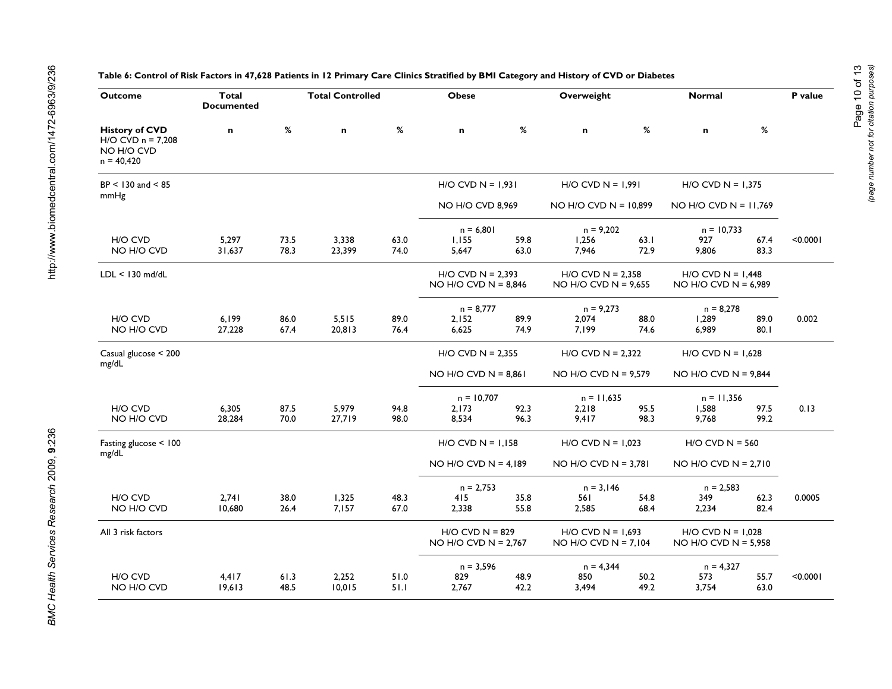**Table 6: Control of Risk Factors in 47,628 Patients in 12 Primary Care Clinics Stratified by BMI Category and History of CVD or Diabetes**

| Outcome | Total Documented | | Total Controlled | | Obese | | Overweight | | Normal | | P value |
|---|---|---|---|---|---|---|---|---|---|---|---|
| **History of CVD** H/O CVD n = 7,208 NO H/O CVD n = 40,420 | **n** | **%** | **n** | **%** | **n** | **%** | **n** | **%** | **n** | **%** | |
| BP < 130 and < 85 mmHg | | | | | H/O CVD N = 1,931 NO H/O CVD 8,969 | | H/O CVD N = 1,991 NO H/O CVD N = 10,899 | | H/O CVD N = 1,375 NO H/O CVD N = 11,769 | | |
| | | | | | n = 6,801 | | n = 9,202 | | n = 10,733 | | |
| H/O CVD | 5,297 | 73.5 | 3,338 | 63.0 | 1,155 | 59.8 | 1,256 | 63.1 | 927 | 67.4 | <0.0001 |
| NO H/O CVD | 31,637 | 78.3 | 23,399 | 74.0 | 5,647 | 63.0 | 7,946 | 72.9 | 9,806 | 83.3 | |
| LDL < 130 md/dL | | | | | H/O CVD N = 2,393 NO H/O CVD N = 8,846 | | H/O CVD N = 2,358 NO H/O CVD N = 9,655 | | H/O CVD N = 1,448 NO H/O CVD N = 6,989 | | |
| | | | | | n = 8,777 | | n = 9,273 | | n = 8,278 | | |
| H/O CVD | 6,199 | 86.0 | 5,515 | 89.0 | 2,152 | 89.9 | 2,074 | 88.0 | 1,289 | 89.0 | 0.002 |
| NO H/O CVD | 27,228 | 67.4 | 20,813 | 76.4 | 6,625 | 74.9 | 7,199 | 74.6 | 6,989 | 80.1 | |
| Casual glucose < 200 mg/dL | | | | | H/O CVD N = 2,355 NO H/O CVD N = 8,861 | | H/O CVD N = 2,322 NO H/O CVD N = 9,579 | | H/O CVD N = 1,628 NO H/O CVD N = 9,844 | | |
| | | | | | n = 10,707 | | n = 11,635 | | n = 11,356 | | |
| H/O CVD | 6,305 | 87.5 | 5,979 | 94.8 | 2,173 | 92.3 | 2,218 | 95.5 | 1,588 | 97.5 | 0.13 |
| NO H/O CVD | 28,284 | 70.0 | 27,719 | 98.0 | 8,534 | 96.3 | 9,417 | 98.3 | 9,768 | 99.2 | |
| Fasting glucose < 100 mg/dL | | | | | H/O CVD N = 1,158 NO H/O CVD N = 4,189 | | H/O CVD N = 1,023 NO H/O CVD N = 3,781 | | H/O CVD N = 560 NO H/O CVD N = 2,710 | | |
| | | | | | n = 2,753 | | n = 3,146 | | n = 2,583 | | |
| H/O CVD | 2,741 | 38.0 | 1,325 | 48.3 | 415 | 35.8 | 561 | 54.8 | 349 | 62.3 | 0.0005 |
| NO H/O CVD | 10,680 | 26.4 | 7,157 | 67.0 | 2,338 | 55.8 | 2,585 | 68.4 | 2,234 | 82.4 | |
| All 3 risk factors | | | | | H/O CVD N = 829 NO H/O CVD N = 2,767 | | H/O CVD N = 1,693 NO H/O CVD N = 7,104 | | H/O CVD N = 1,028 NO H/O CVD N = 5,958 | | |
| | | | | | n = 3,596 | | n = 4,344 | | n = 4,327 | | |
| H/O CVD | 4,417 | 61.3 | 2,252 | 51.0 | 829 | 48.9 | 850 | 50.2 | 573 | 55.7 | <0.0001 |
| NO H/O CVD | 19,613 | 48.5 | 10,015 | 51.1 | 2,767 | 42.2 | 3,494 | 49.2 | 3,754 | 63.0 | |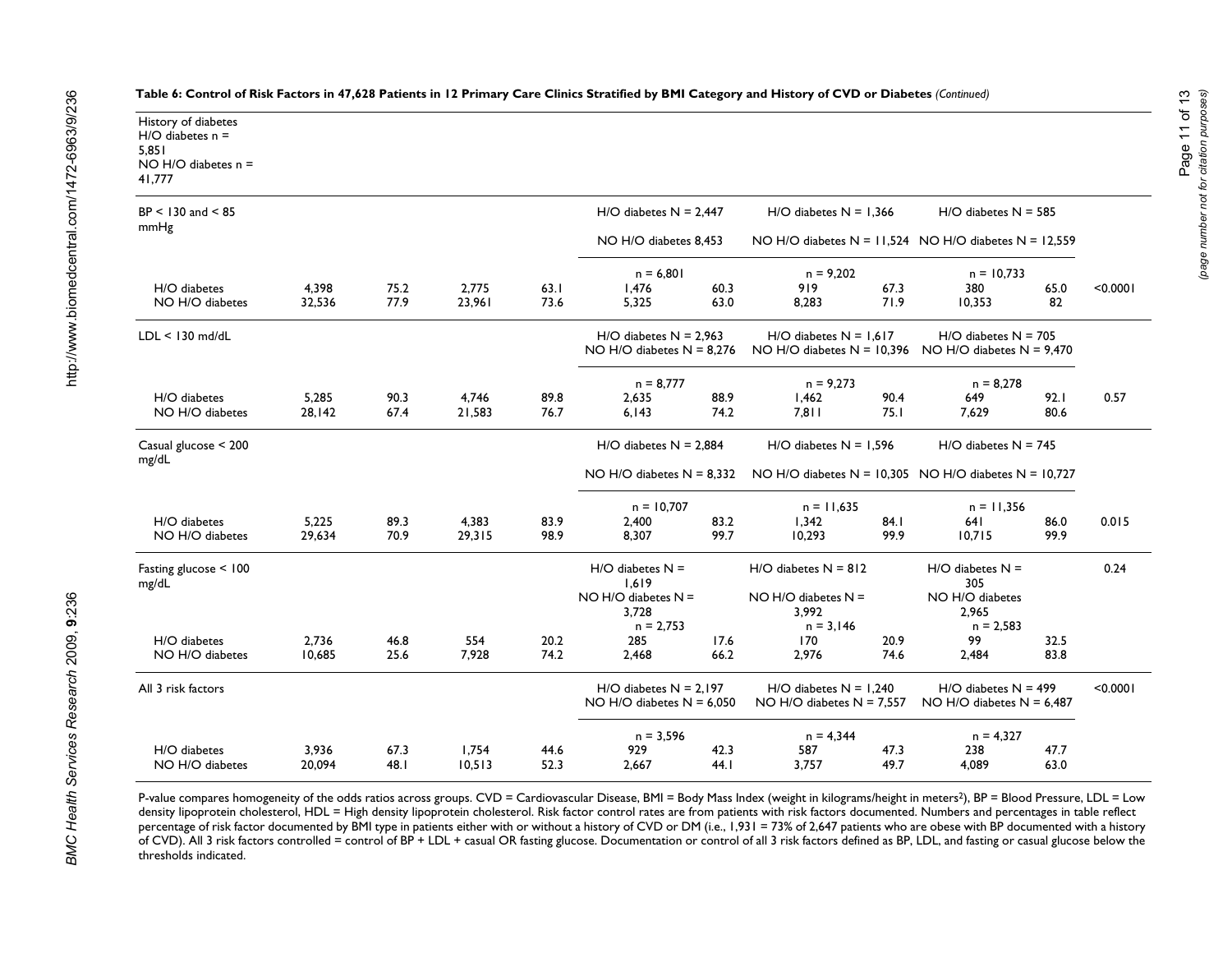**Table 6: Control of Risk Factors in 47,628 Patients in 12 Primary Care Clinics Stratified by BMI Category and History of CVD or Diabetes** *(Continued)*

| History of diabetes H/O diabetes n = 5,851 NO H/O diabetes n = 41,777 | | | | | | | | | | | |
|---|---|---|---|---|---|---|---|---|---|---|---|
| BP < 130 and < 85 mmHg | | | | | H/O diabetes N = 2,447 NO H/O diabetes 8,453 | | H/O diabetes N = 1,366 NO H/O diabetes N = 11,524 | | H/O diabetes N = 585 NO H/O diabetes N = 12,559 | | |
| | | | | | n = 6,801 | | n = 9,202 | | n = 10,733 | | |
| H/O diabetes | 4,398 | 75.2 | 2,775 | 63.1 | 1,476 | 60.3 | 919 | 67.3 | 380 | 65.0 | <0.0001 |
| NO H/O diabetes | 32,536 | 77.9 | 23,961 | 73.6 | 5,325 | 63.0 | 8,283 | 71.9 | 10,353 | 82 | |
| LDL < 130 md/dL | | | | | H/O diabetes N = 2,963 NO H/O diabetes N = 8,276 | | H/O diabetes N = 1,617 NO H/O diabetes N = 10,396 | | H/O diabetes N = 705 NO H/O diabetes N = 9,470 | | |
| | | | | | n = 8,777 | | n = 9,273 | | n = 8,278 | | |
| H/O diabetes | 5,285 | 90.3 | 4,746 | 89.8 | 2,635 | 88.9 | 1,462 | 90.4 | 649 | 92.1 | 0.57 |
| NO H/O diabetes | 28,142 | 67.4 | 21,583 | 76.7 | 6,143 | 74.2 | 7,811 | 75.1 | 7,629 | 80.6 | |
| Casual glucose < 200 mg/dL | | | | | H/O diabetes N = 2,884 NO H/O diabetes N = 8,332 | | H/O diabetes N = 1,596 NO H/O diabetes N = 10,305 | | H/O diabetes N = 745 NO H/O diabetes N = 10,727 | | |
| | | | | | n = 10,707 | | n = 11,635 | | n = 11,356 | | |
| H/O diabetes | 5,225 | 89.3 | 4,383 | 83.9 | 2,400 | 83.2 | 1,342 | 84.1 | 641 | 86.0 | 0.015 |
| NO H/O diabetes | 29,634 | 70.9 | 29,315 | 98.9 | 8,307 | 99.7 | 10,293 | 99.9 | 10,715 | 99.9 | |
| Fasting glucose < 100 mg/dL | | | | | H/O diabetes N = 1,619 NO H/O diabetes N = 3,728 | | H/O diabetes N = 812 NO H/O diabetes N = 3,992 | | H/O diabetes N = 305 NO H/O diabetes 2,965 | | 0.24 |
| | | | | | n = 2,753 | | n = 3,146 | | n = 2,583 | | |
| H/O diabetes | 2,736 | 46.8 | 554 | 20.2 | 285 | 17.6 | 170 | 20.9 | 99 | 32.5 | |
| NO H/O diabetes | 10,685 | 25.6 | 7,928 | 74.2 | 2,468 | 66.2 | 2,976 | 74.6 | 2,484 | 83.8 | |
| All 3 risk factors | | | | | H/O diabetes N = 2,197 NO H/O diabetes N = 6,050 | | H/O diabetes N = 1,240 NO H/O diabetes N = 7,557 | | H/O diabetes N = 499 NO H/O diabetes N = 6,487 | | <0.0001 |
| | | | | | n = 3,596 | | n = 4,344 | | n = 4,327 | | |
| H/O diabetes | 3,936 | 67.3 | 1,754 | 44.6 | 929 | 42.3 | 587 | 47.3 | 238 | 47.7 | |
| NO H/O diabetes | 20,094 | 48.1 | 10,513 | 52.3 | 2,667 | 44.1 | 3,757 | 49.7 | 4,089 | 63.0 | |

P-value compares homogeneity of the odds ratios across groups. CVD = Cardiovascular Disease, BMI = Body Mass Index (weight in kilograms/height in meters$^2$), BP = Blood Pressure, LDL = Low density lipoprotein cholesterol, HDL = High density lipoprotein cholesterol. Risk factor control rates are from patients with risk factors documented. Numbers and percentages in table reflect percentage of risk factor documented by BMI type in patients either with or without a history of CVD or DM (i.e., 1,931 = 73% of 2,647 patients who are obese with BP documented with a history of CVD). All 3 risk factors controlled = control of BP + LDL + casual OR fasting glucose. Documentation or control of all 3 risk factors defined as BP, LDL, and fasting or casual glucose below the thresholds indicated.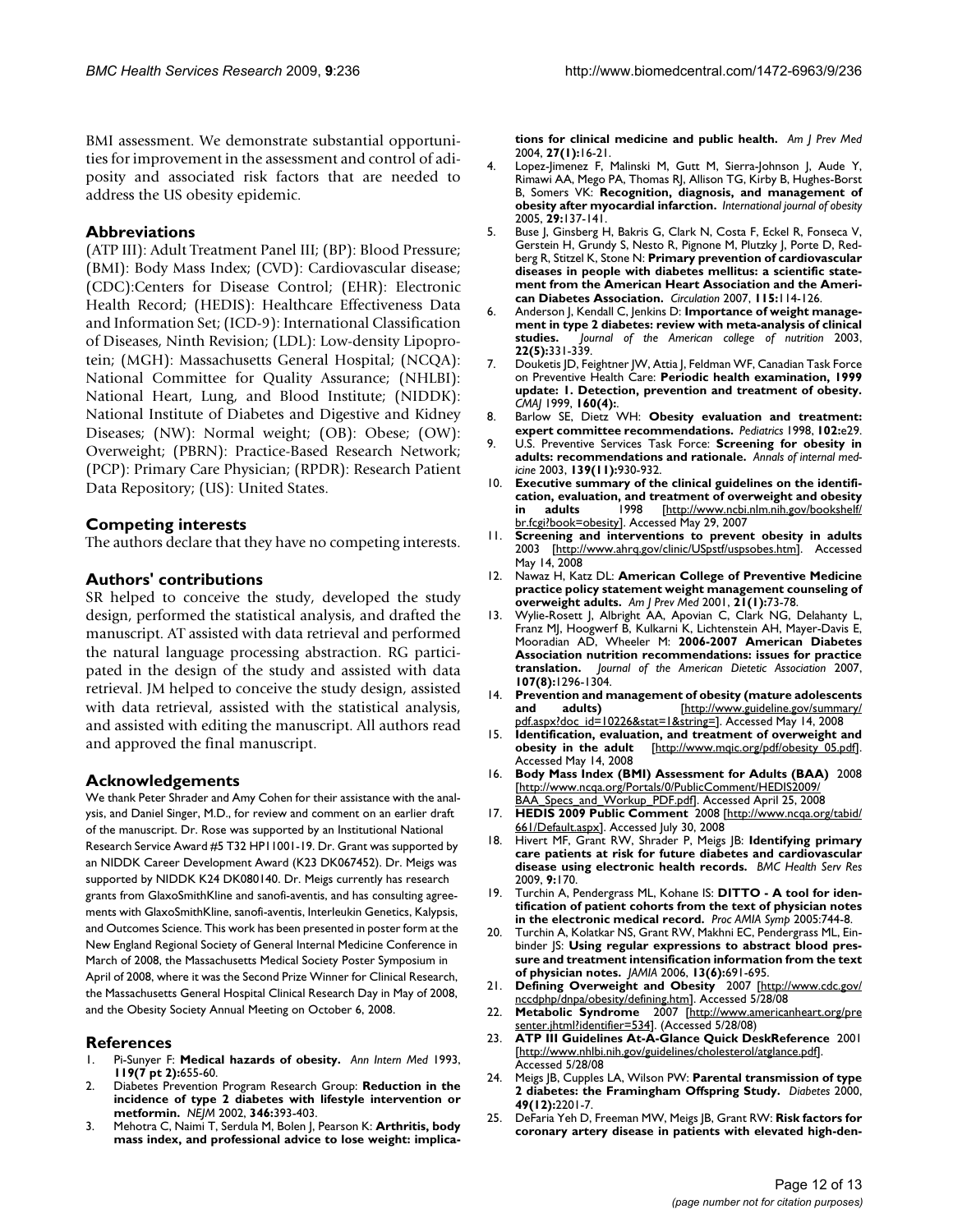BMI assessment. We demonstrate substantial opportunities for improvement in the assessment and control of adiposity and associated risk factors that are needed to address the US obesity epidemic.

## Abbreviations

(ATP III): Adult Treatment Panel III; (BP): Blood Pressure; (BMI): Body Mass Index; (CVD): Cardiovascular disease; (CDC):Centers for Disease Control; (EHR): Electronic Health Record; (HEDIS): Healthcare Effectiveness Data and Information Set; (ICD-9): International Classification of Diseases, Ninth Revision; (LDL): Low-density Lipoprotein; (MGH): Massachusetts General Hospital; (NCQA): National Committee for Quality Assurance; (NHLBI): National Heart, Lung, and Blood Institute; (NIDDK): National Institute of Diabetes and Digestive and Kidney Diseases; (NW): Normal weight; (OB): Obese; (OW): Overweight; (PBRN): Practice-Based Research Network; (PCP): Primary Care Physician; (RPDR): Research Patient Data Repository; (US): United States.

## Competing interests

The authors declare that they have no competing interests.

## Authors' contributions

SR helped to conceive the study, developed the study design, performed the statistical analysis, and drafted the manuscript. AT assisted with data retrieval and performed the natural language processing abstraction. RG participated in the design of the study and assisted with data retrieval. JM helped to conceive the study design, assisted with data retrieval, assisted with the statistical analysis, and assisted with editing the manuscript. All authors read and approved the final manuscript.

## Acknowledgements

We thank Peter Shrader and Amy Cohen for their assistance with the analysis, and Daniel Singer, M.D., for review and comment on an earlier draft of the manuscript. Dr. Rose was supported by an Institutional National Research Service Award #5 T32 HP11001-19. Dr. Grant was supported by an NIDDK Career Development Award (K23 DK067452). Dr. Meigs was supported by NIDDK K24 DK080140. Dr. Meigs currently has research grants from GlaxoSmithKline and sanofi-aventis, and has consulting agreements with GlaxoSmithKline, sanofi-aventis, Interleukin Genetics, Kalypsis, and Outcomes Science. This work has been presented in poster form at the New England Regional Society of General Internal Medicine Conference in March of 2008, the Massachusetts Medical Society Poster Symposium in April of 2008, where it was the Second Prize Winner for Clinical Research, the Massachusetts General Hospital Clinical Research Day in May of 2008, and the Obesity Society Annual Meeting on October 6, 2008.

## References

1. Pi-Sunyer F: **Medical hazards of obesity.** *Ann Intern Med* 1993, **119(7 pt 2):**655-60.
2. Diabetes Prevention Program Research Group: **Reduction in the incidence of type 2 diabetes with lifestyle intervention or metformin.** *NEJM* 2002, **346:**393-403.
3. Mehotra C, Naimi T, Serdula M, Bolen J, Pearson K: **Arthritis, body mass index, and professional advice to lose weight: implications for clinical medicine and public health.** *Am J Prev Med* 2004, **27(1):**16-21.
4. Lopez-Jimenez F, Malinski M, Gutt M, Sierra-Johnson J, Aude Y, Rimawi AA, Mego PA, Thomas RJ, Allison TG, Kirby B, Hughes-Borst B, Somers VK: **Recognition, diagnosis, and management of obesity after myocardial infarction.** *International journal of obesity* 2005, **29:**137-141.
5. Buse J, Ginsberg H, Bakris G, Clark N, Costa F, Eckel R, Fonseca V, Gerstein H, Grundy S, Nesto R, Pignone M, Plutzky J, Porte D, Redberg R, Stitzel K, Stone N: **Primary prevention of cardiovascular diseases in people with diabetes mellitus: a scientific statement from the American Heart Association and the American Diabetes Association.** *Circulation* 2007, **115:**114-126.
6. Anderson J, Kendall C, Jenkins D: **Importance of weight management in type 2 diabetes: review with meta-analysis of clinical studies.** *Journal of the American college of nutrition* 2003, **22(5):**331-339.
7. Douketis JD, Feightner JW, Attia J, Feldman WF, Canadian Task Force on Preventive Health Care: **Periodic health examination, 1999 update: 1. Detection, prevention and treatment of obesity.** *CMAJ* 1999, **160(4):**.
8. Barlow SE, Dietz WH: **Obesity evaluation and treatment: expert committee recommendations.** *Pediatrics* 1998, **102:**e29.
9. U.S. Preventive Services Task Force: **Screening for obesity in adults: recommendations and rationale.** *Annals of internal medicine* 2003, **139(11):**930-932.
10. **Executive summary of the clinical guidelines on the identification, evaluation, and treatment of overweight and obesity in adults** 1998 [http://www.ncbi.nlm.nih.gov/bookshelf/br.fcgi?book=obesity]. Accessed May 29, 2007
11. **Screening and interventions to prevent obesity in adults** 2003 [http://www.ahrq.gov/clinic/USpstf/uspsobes.htm]. Accessed May 14, 2008
12. Nawaz H, Katz DL: **American College of Preventive Medicine practice policy statement weight management counseling of overweight adults.** *Am J Prev Med* 2001, **21(1):**73-78.
13. Wylie-Rosett J, Albright AA, Apovian C, Clark NG, Delahanty L, Franz MJ, Hoogwerf B, Kulkarni K, Lichtenstein AH, Mayer-Davis E, Mooradian AD, Wheeler M: **2006-2007 American Diabetes Association nutrition recommendations: issues for practice translation.** *Journal of the American Dietetic Association* 2007, **107(8):**1296-1304.
14. **Prevention and management of obesity (mature adolescents and adults)** [http://www.guideline.gov/summary/pdf.aspx?doc_id=10226&stat=1&string=]. Accessed May 14, 2008
15. **Identification, evaluation, and treatment of overweight and obesity in the adult** [http://www.mqic.org/pdf/obesity_05.pdf]. Accessed May 14, 2008
16. **Body Mass Index (BMI) Assessment for Adults (BAA)** 2008 [http://www.ncqa.org/Portals/0/PublicComment/HEDIS2009/BAA_Specs_and_Workup_PDF.pdf]. Accessed April 25, 2008
17. **HEDIS 2009 Public Comment** 2008 [http://www.ncqa.org/tabid/661/Default.aspx]. Accessed July 30, 2008
18. Hivert MF, Grant RW, Shrader P, Meigs JB: **Identifying primary care patients at risk for future diabetes and cardiovascular disease using electronic health records.** *BMC Health Serv Res* 2009, **9:**170.
19. Turchin A, Pendergrass ML, Kohane IS: **DITTO - A tool for identification of patient cohorts from the text of physician notes in the electronic medical record.** *Proc AMIA Symp* 2005:744-8.
20. Turchin A, Kolatkar NS, Grant RW, Makhni EC, Pendergrass ML, Einbinder JS: **Using regular expressions to abstract blood pressure and treatment intensification information from the text of physician notes.** *JAMIA* 2006, **13(6):**691-695.
21. **Defining Overweight and Obesity** 2007 [http://www.cdc.gov/nccdphp/dnpa/obesity/defining.htm]. Accessed 5/28/08
22. **Metabolic Syndrome** 2007 [http://www.americanheart.org/presenter.jhtml?identifier=534]. (Accessed 5/28/08)
23. **ATP III Guidelines At-A-Glance Quick DeskReference** 2001 [http://www.nhlbi.nih.gov/guidelines/cholesterol/atglance.pdf]. Accessed 5/28/08
24. Meigs JB, Cupples LA, Wilson PW: **Parental transmission of type 2 diabetes: the Framingham Offspring Study.** *Diabetes* 2000, **49(12):**2201-7.
25. DeFaria Yeh D, Freeman MW, Meigs JB, Grant RW: **Risk factors for coronary artery disease in patients with elevated high-den-**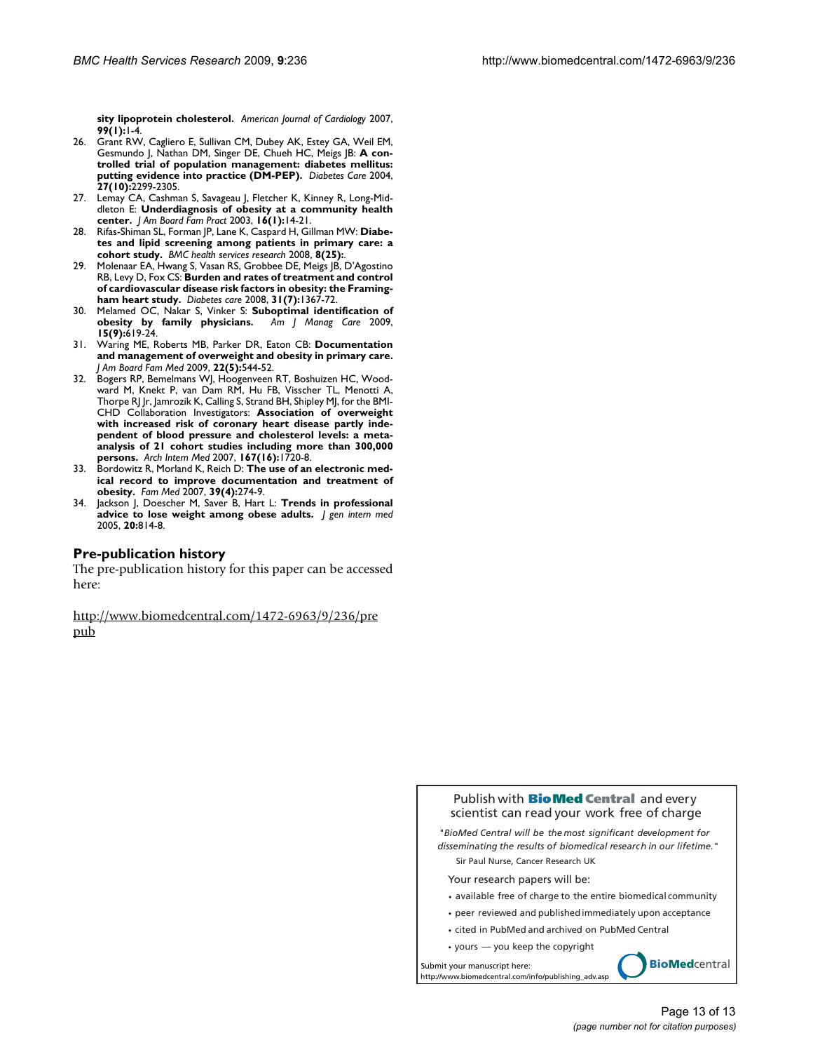sity lipoprotein cholesterol. *American Journal of Cardiology* 2007, **99(1):**1-4.

26. Grant RW, Cagliero E, Sullivan CM, Dubey AK, Estey GA, Weil EM, Gesmundo J, Nathan DM, Singer DE, Chueh HC, Meigs JB: **A controlled trial of population management: diabetes mellitus: putting evidence into practice (DM-PEP).** *Diabetes Care* 2004, **27(10):**2299-2305.
27. Lemay CA, Cashman S, Savageau J, Fletcher K, Kinney R, Long-Middleton E: **Underdiagnosis of obesity at a community health center.** *J Am Board Fam Pract* 2003, **16(1):**14-21.
28. Rifas-Shiman SL, Forman JP, Lane K, Caspard H, Gillman MW: **Diabetes and lipid screening among patients in primary care: a cohort study.** *BMC health services research* 2008, **8(25):**.
29. Molenaar EA, Hwang S, Vasan RS, Grobbee DE, Meigs JB, D'Agostino RB, Levy D, Fox CS: **Burden and rates of treatment and control of cardiovascular disease risk factors in obesity: the Framingham heart study.** *Diabetes care* 2008, **31(7):**1367-72.
30. Melamed OC, Nakar S, Vinker S: **Suboptimal identification of obesity by family physicians.** *Am J Manag Care* 2009, **15(9):**619-24.
31. Waring ME, Roberts MB, Parker DR, Eaton CB: **Documentation and management of overweight and obesity in primary care.** *J Am Board Fam Med* 2009, **22(5):**544-52.
32. Bogers RP, Bemelmans WJ, Hoogenveen RT, Boshuizen HC, Woodward M, Knekt P, van Dam RM, Hu FB, Visscher TL, Menotti A, Thorpe RJ Jr, Jamrozik K, Calling S, Strand BH, Shipley MJ, for the BMI-CHD Collaboration Investigators: **Association of overweight with increased risk of coronary heart disease partly independent of blood pressure and cholesterol levels: a meta-analysis of 21 cohort studies including more than 300,000 persons.** *Arch Intern Med* 2007, **167(16):**1720-8.
33. Bordowitz R, Morland K, Reich D: **The use of an electronic medical record to improve documentation and treatment of obesity.** *Fam Med* 2007, **39(4):**274-9.
34. Jackson J, Doescher M, Saver B, Hart L: **Trends in professional advice to lose weight among obese adults.** *J gen intern med* 2005, **20:**814-8.

## Pre-publication history

The pre-publication history for this paper can be accessed here:

http://www.biomedcentral.com/1472-6963/9/236/prepub

Publish with **BioMed Central** and every scientist can read your work free of charge

*"BioMed Central will be the most significant development for disseminating the results of biomedical research in our lifetime."*
Sir Paul Nurse, Cancer Research UK

Your research papers will be:

- available free of charge to the entire biomedical community
- peer reviewed and published immediately upon acceptance
- cited in PubMed and archived on PubMed Central
- yours — you keep the copyright

Submit your manuscript here:
http://www.biomedcentral.com/info/publishing_adv.asp

**BioMed**central